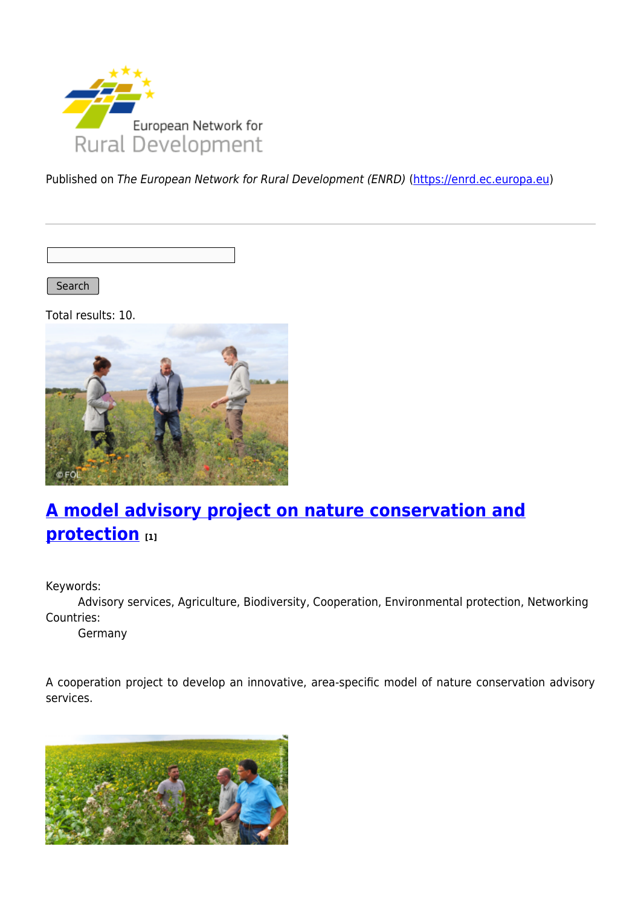Published on *The European Network for Rural Development (ENRD)* (https://enrd.ec.europa.eu)

Search

Total results: 10.

## A model advisory project on nature conservation and protection [1]

Keywords:
Advisory services, Agriculture, Biodiversity, Cooperation, Environmental protection, Networking

Countries:
Germany

A cooperation project to develop an innovative, area-specific model of nature conservation advisory services.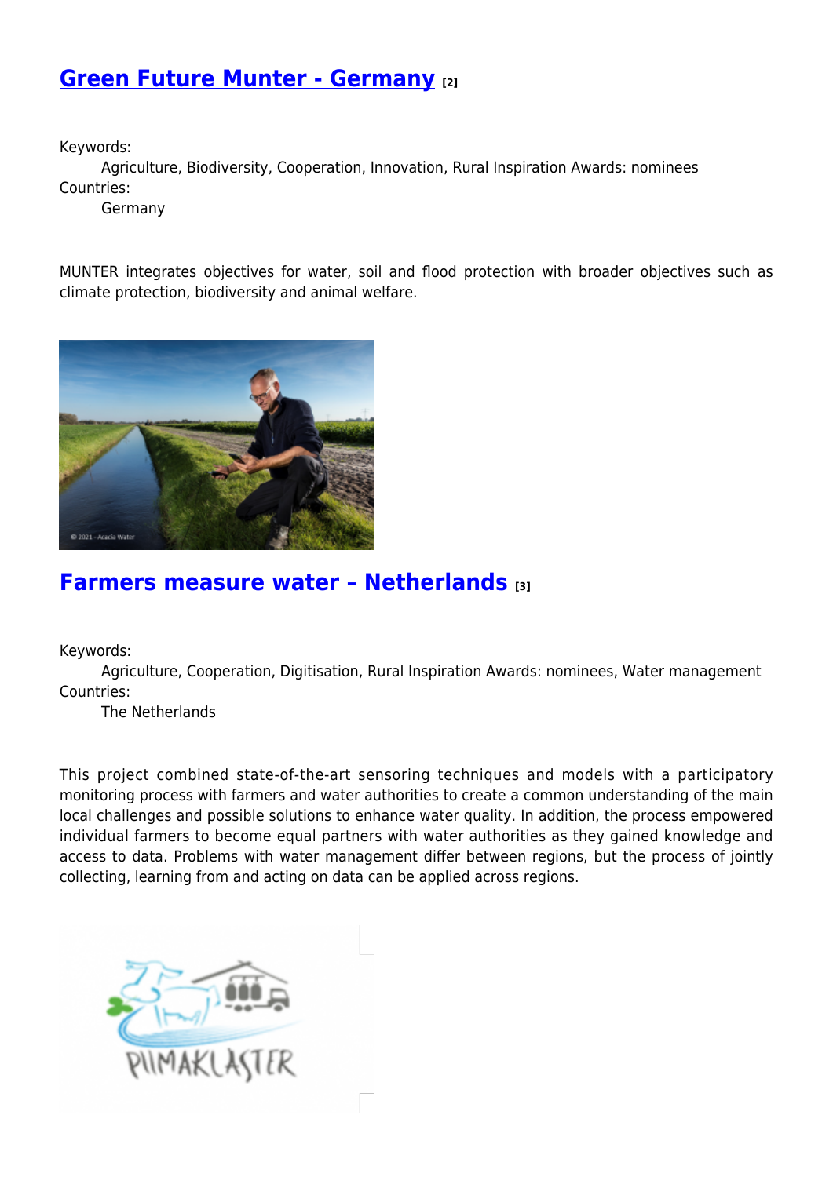## Green Future Munter - Germany [2]

Keywords:
Agriculture, Biodiversity, Cooperation, Innovation, Rural Inspiration Awards: nominees

Countries:
Germany

MUNTER integrates objectives for water, soil and flood protection with broader objectives such as climate protection, biodiversity and animal welfare.

## Farmers measure water – Netherlands [3]

Keywords:
Agriculture, Cooperation, Digitisation, Rural Inspiration Awards: nominees, Water management

Countries:
The Netherlands

This project combined state-of-the-art sensoring techniques and models with a participatory monitoring process with farmers and water authorities to create a common understanding of the main local challenges and possible solutions to enhance water quality. In addition, the process empowered individual farmers to become equal partners with water authorities as they gained knowledge and access to data. Problems with water management differ between regions, but the process of jointly collecting, learning from and acting on data can be applied across regions.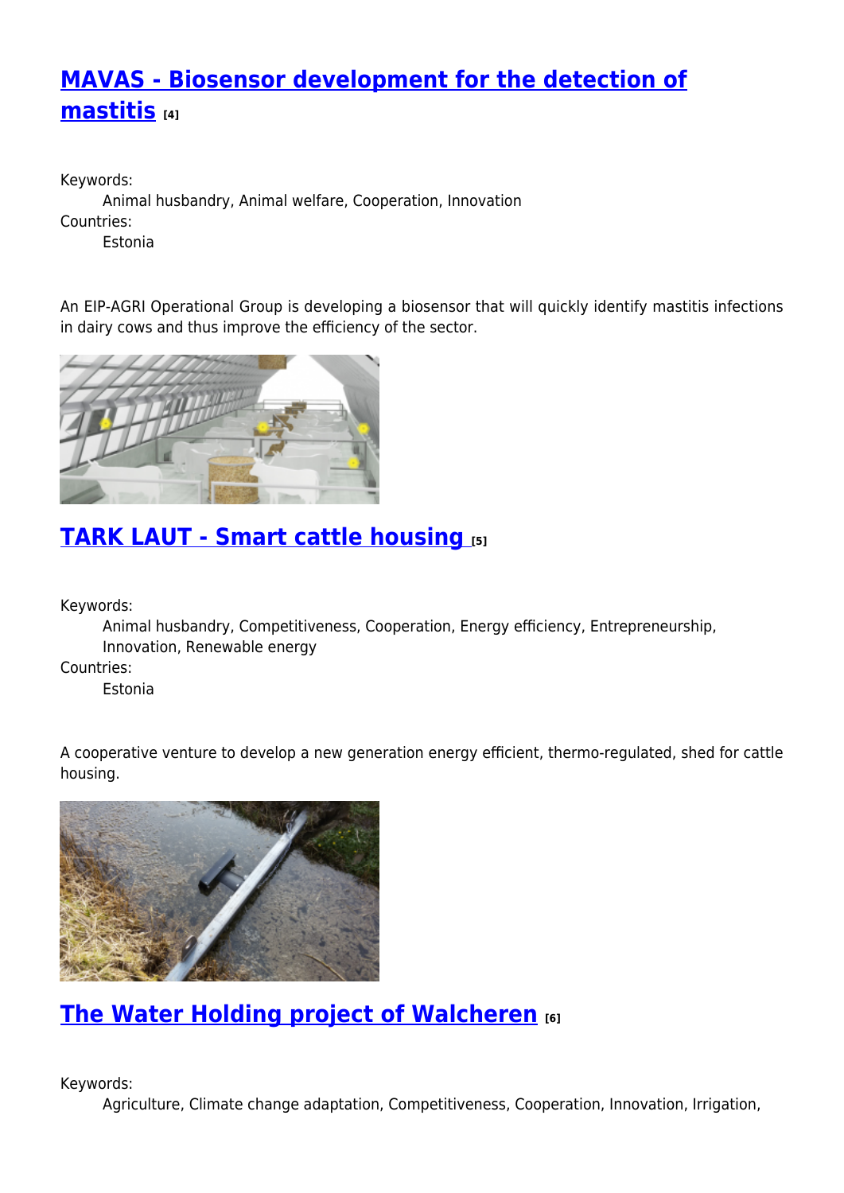## MAVAS - Biosensor development for the detection of mastitis [4]

Keywords:
  Animal husbandry, Animal welfare, Cooperation, Innovation
Countries:
  Estonia

An EIP-AGRI Operational Group is developing a biosensor that will quickly identify mastitis infections in dairy cows and thus improve the efficiency of the sector.

## TARK LAUT - Smart cattle housing [5]

Keywords:
  Animal husbandry, Competitiveness, Cooperation, Energy efficiency, Entrepreneurship, Innovation, Renewable energy
Countries:
  Estonia

A cooperative venture to develop a new generation energy efficient, thermo-regulated, shed for cattle housing.

## The Water Holding project of Walcheren [6]

Keywords:
  Agriculture, Climate change adaptation, Competitiveness, Cooperation, Innovation, Irrigation,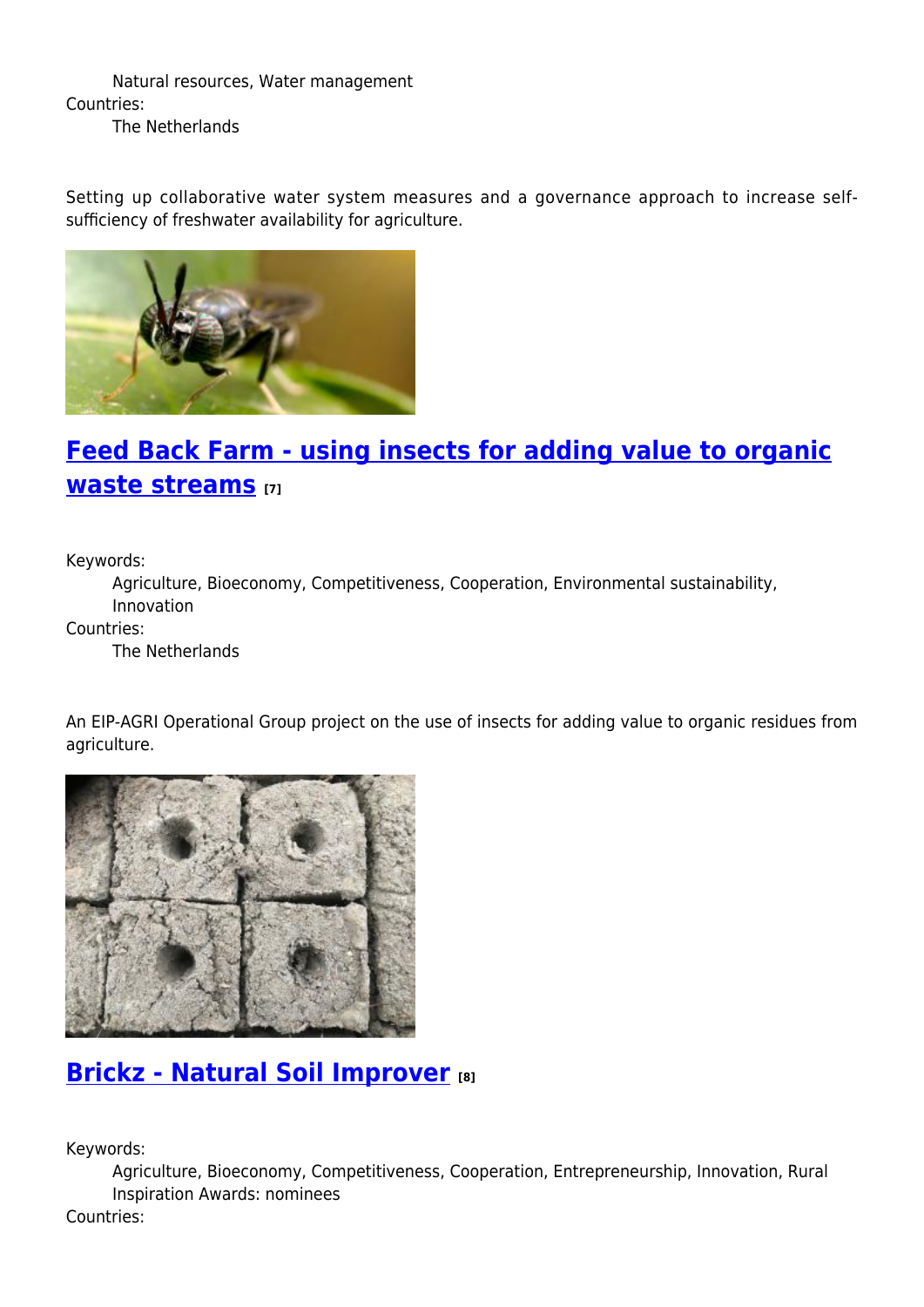Natural resources, Water management

Countries:

The Netherlands

Setting up collaborative water system measures and a governance approach to increase self-sufficiency of freshwater availability for agriculture.

## Feed Back Farm - using insects for adding value to organic waste streams [7]

Keywords:

Agriculture, Bioeconomy, Competitiveness, Cooperation, Environmental sustainability, Innovation

Countries:

The Netherlands

An EIP-AGRI Operational Group project on the use of insects for adding value to organic residues from agriculture.

## Brickz - Natural Soil Improver [8]

Keywords:

Agriculture, Bioeconomy, Competitiveness, Cooperation, Entrepreneurship, Innovation, Rural Inspiration Awards: nominees

Countries: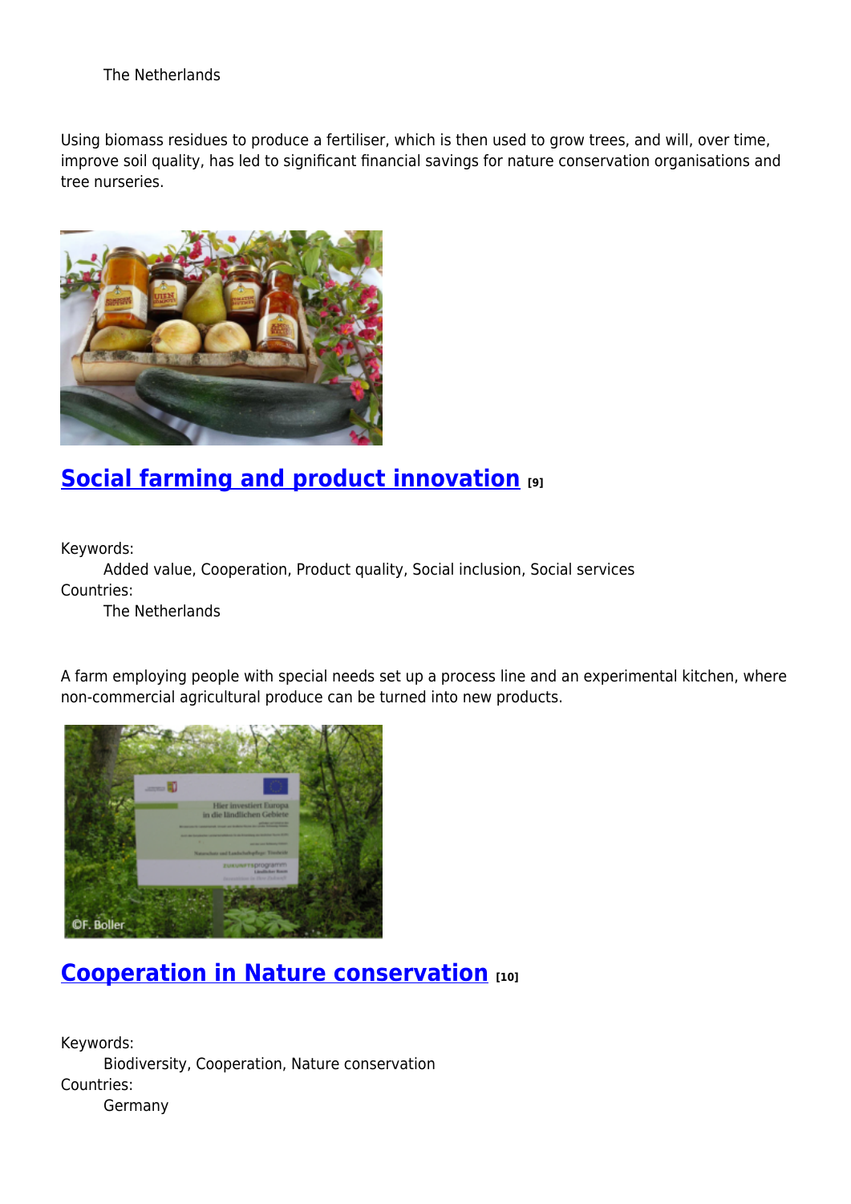The Netherlands

Using biomass residues to produce a fertiliser, which is then used to grow trees, and will, over time, improve soil quality, has led to significant financial savings for nature conservation organisations and tree nurseries.

## Social farming and product innovation [9]

Keywords:
Added value, Cooperation, Product quality, Social inclusion, Social services

Countries:
The Netherlands

A farm employing people with special needs set up a process line and an experimental kitchen, where non-commercial agricultural produce can be turned into new products.

## Cooperation in Nature conservation [10]

Keywords:
Biodiversity, Cooperation, Nature conservation

Countries:
Germany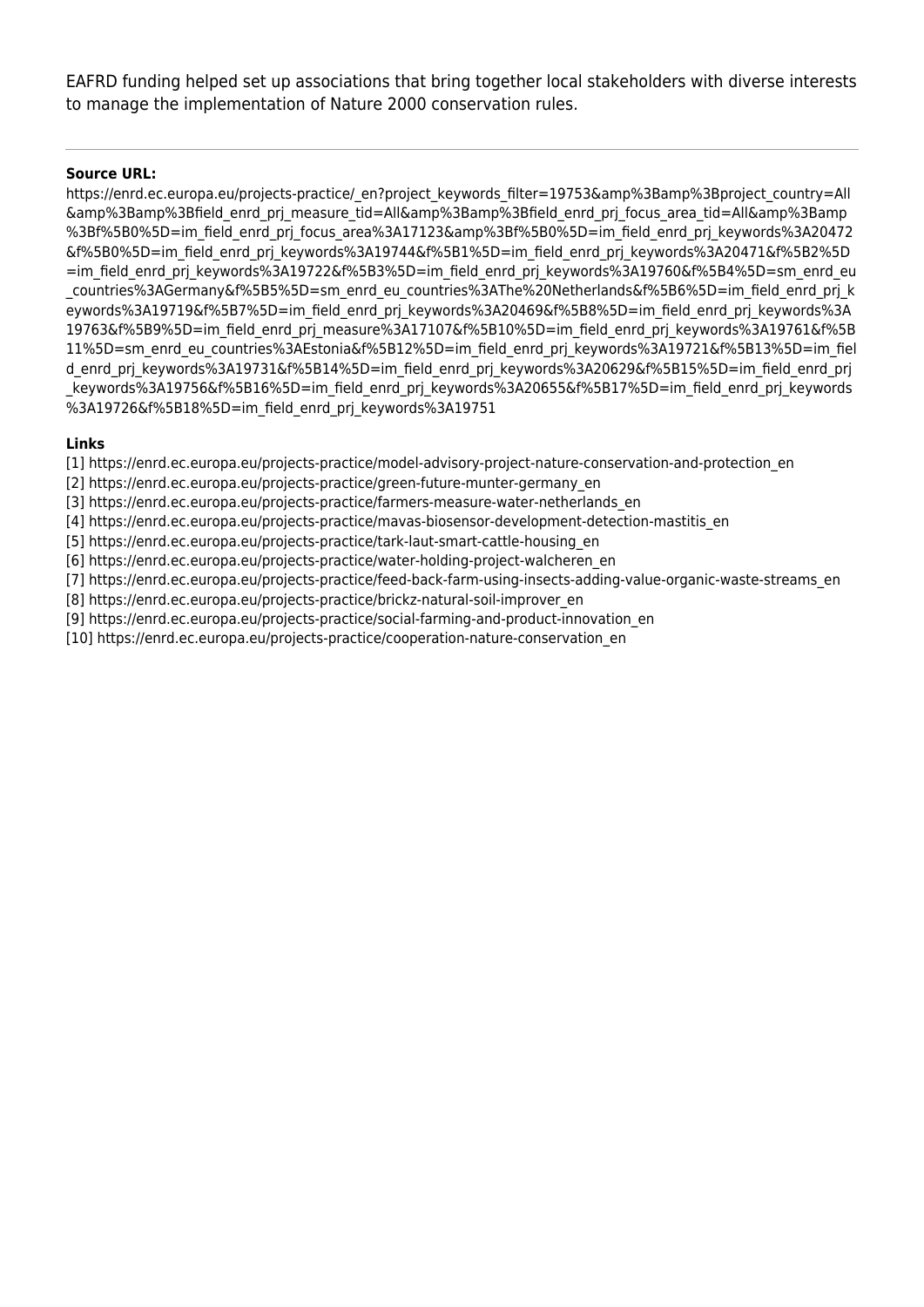EAFRD funding helped set up associations that bring together local stakeholders with diverse interests to manage the implementation of Nature 2000 conservation rules.

---

**Source URL:**
https://enrd.ec.europa.eu/projects-practice/_en?project_keywords_filter=19753&amp%3Bamp%3Bproject_country=All&amp%3Bamp%3Bfield_enrd_prj_measure_tid=All&amp%3Bamp%3Bfield_enrd_prj_focus_area_tid=All&amp%3Bamp%3Bf%5B0%5D=im_field_enrd_prj_focus_area%3A17123&amp%3Bf%5B0%5D=im_field_enrd_prj_keywords%3A20472&f%5B0%5D=im_field_enrd_prj_keywords%3A19744&f%5B1%5D=im_field_enrd_prj_keywords%3A20471&f%5B2%5D=im_field_enrd_prj_keywords%3A19722&f%5B3%5D=im_field_enrd_prj_keywords%3A19760&f%5B4%5D=sm_enrd_eu_countries%3AGermany&f%5B5%5D=sm_enrd_eu_countries%3AThe%20Netherlands&f%5B6%5D=im_field_enrd_prj_keywords%3A19719&f%5B7%5D=im_field_enrd_prj_keywords%3A20469&f%5B8%5D=im_field_enrd_prj_keywords%3A19763&f%5B9%5D=im_field_enrd_prj_measure%3A17107&f%5B10%5D=im_field_enrd_prj_keywords%3A19761&f%5B11%5D=sm_enrd_eu_countries%3AEstonia&f%5B12%5D=im_field_enrd_prj_keywords%3A19721&f%5B13%5D=im_field_enrd_prj_keywords%3A19731&f%5B14%5D=im_field_enrd_prj_keywords%3A20629&f%5B15%5D=im_field_enrd_prj_keywords%3A19756&f%5B16%5D=im_field_enrd_prj_keywords%3A20655&f%5B17%5D=im_field_enrd_prj_keywords%3A19726&f%5B18%5D=im_field_enrd_prj_keywords%3A19751

**Links**
[1] https://enrd.ec.europa.eu/projects-practice/model-advisory-project-nature-conservation-and-protection_en
[2] https://enrd.ec.europa.eu/projects-practice/green-future-munter-germany_en
[3] https://enrd.ec.europa.eu/projects-practice/farmers-measure-water-netherlands_en
[4] https://enrd.ec.europa.eu/projects-practice/mavas-biosensor-development-detection-mastitis_en
[5] https://enrd.ec.europa.eu/projects-practice/tark-laut-smart-cattle-housing_en
[6] https://enrd.ec.europa.eu/projects-practice/water-holding-project-walcheren_en
[7] https://enrd.ec.europa.eu/projects-practice/feed-back-farm-using-insects-adding-value-organic-waste-streams_en
[8] https://enrd.ec.europa.eu/projects-practice/brickz-natural-soil-improver_en
[9] https://enrd.ec.europa.eu/projects-practice/social-farming-and-product-innovation_en
[10] https://enrd.ec.europa.eu/projects-practice/cooperation-nature-conservation_en